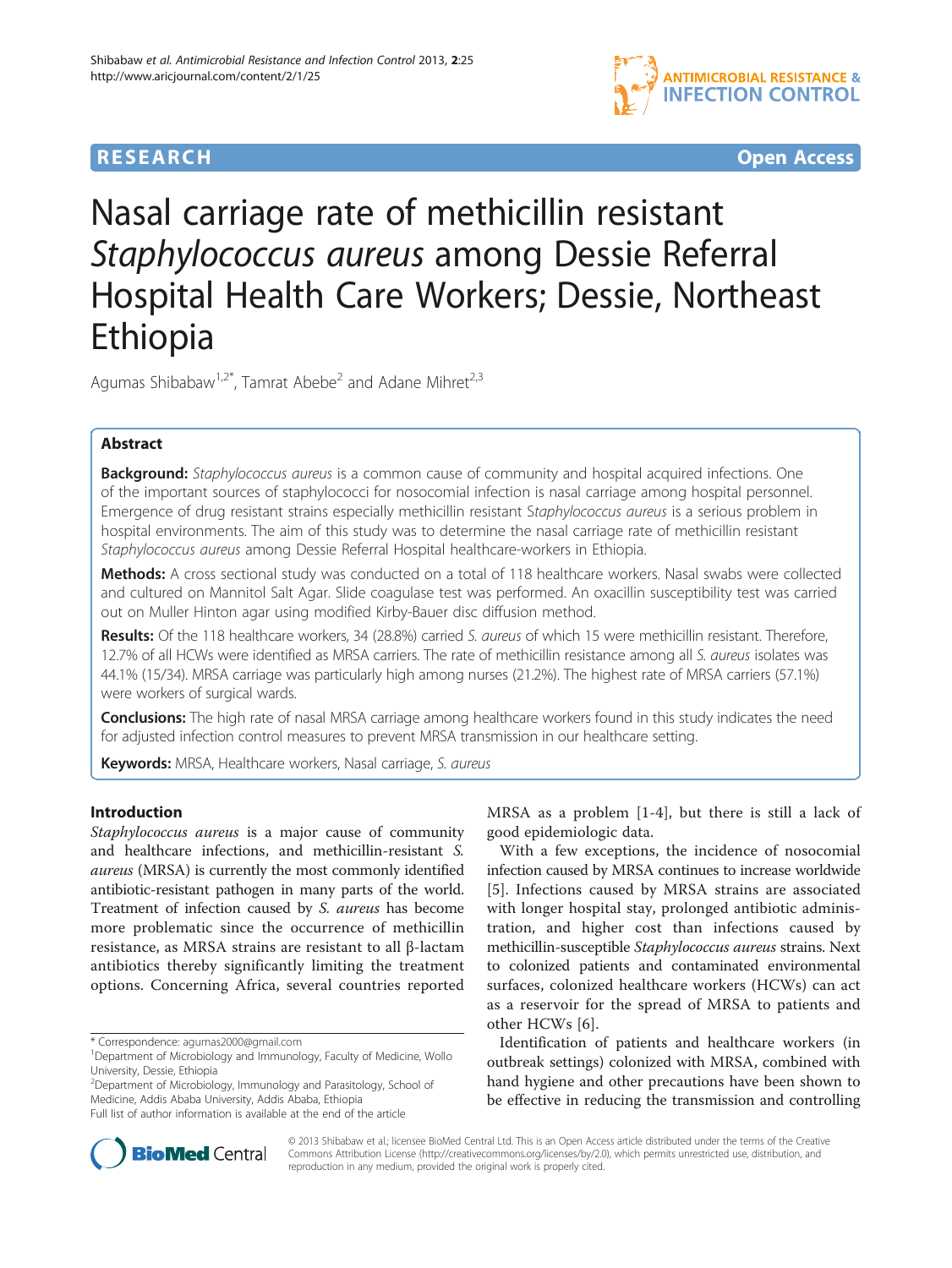**RESEARCH** **Open Access**

# Nasal carriage rate of methicillin resistant *Staphylococcus aureus* among Dessie Referral Hospital Health Care Workers; Dessie, Northeast Ethiopia

Agumas Shibabaw[1,2*], Tamrat Abebe[2] and Adane Mihret[2,3]

## Abstract

**Background:** *Staphylococcus aureus* is a common cause of community and hospital acquired infections. One of the important sources of staphylococci for nosocomial infection is nasal carriage among hospital personnel. Emergence of drug resistant strains especially methicillin resistant S*taphylococcus aureus* is a serious problem in hospital environments. The aim of this study was to determine the nasal carriage rate of methicillin resistant *Staphylococcus aureus* among Dessie Referral Hospital healthcare-workers in Ethiopia.

**Methods:** A cross sectional study was conducted on a total of 118 healthcare workers. Nasal swabs were collected and cultured on Mannitol Salt Agar. Slide coagulase test was performed. An oxacillin susceptibility test was carried out on Muller Hinton agar using modified Kirby-Bauer disc diffusion method.

**Results:** Of the 118 healthcare workers, 34 (28.8%) carried *S. aureus* of which 15 were methicillin resistant. Therefore, 12.7% of all HCWs were identified as MRSA carriers. The rate of methicillin resistance among all *S. aureus* isolates was 44.1% (15/34). MRSA carriage was particularly high among nurses (21.2%). The highest rate of MRSA carriers (57.1%) were workers of surgical wards.

**Conclusions:** The high rate of nasal MRSA carriage among healthcare workers found in this study indicates the need for adjusted infection control measures to prevent MRSA transmission in our healthcare setting.

**Keywords:** MRSA, Healthcare workers, Nasal carriage, *S. aureus*

## Introduction

*Staphylococcus aureus* is a major cause of community and healthcare infections, and methicillin-resistant *S. aureus* (MRSA) is currently the most commonly identified antibiotic-resistant pathogen in many parts of the world. Treatment of infection caused by *S. aureus* has become more problematic since the occurrence of methicillin resistance, as MRSA strains are resistant to all β-lactam antibiotics thereby significantly limiting the treatment options. Concerning Africa, several countries reported MRSA as a problem [1-4], but there is still a lack of good epidemiologic data.

With a few exceptions, the incidence of nosocomial infection caused by MRSA continues to increase worldwide [5]. Infections caused by MRSA strains are associated with longer hospital stay, prolonged antibiotic administration, and higher cost than infections caused by methicillin-susceptible *Staphylococcus aureus* strains. Next to colonized patients and contaminated environmental surfaces, colonized healthcare workers (HCWs) can act as a reservoir for the spread of MRSA to patients and other HCWs [6].

Identification of patients and healthcare workers (in outbreak settings) colonized with MRSA, combined with hand hygiene and other precautions have been shown to be effective in reducing the transmission and controlling

\* Correspondence: agumas2000@gmail.com
[1]Department of Microbiology and Immunology, Faculty of Medicine, Wollo University, Dessie, Ethiopia
[2]Department of Microbiology, Immunology and Parasitology, School of Medicine, Addis Ababa University, Addis Ababa, Ethiopia
Full list of author information is available at the end of the article

© 2013 Shibabaw et al.; licensee BioMed Central Ltd. This is an Open Access article distributed under the terms of the Creative Commons Attribution License (http://creativecommons.org/licenses/by/2.0), which permits unrestricted use, distribution, and reproduction in any medium, provided the original work is properly cited.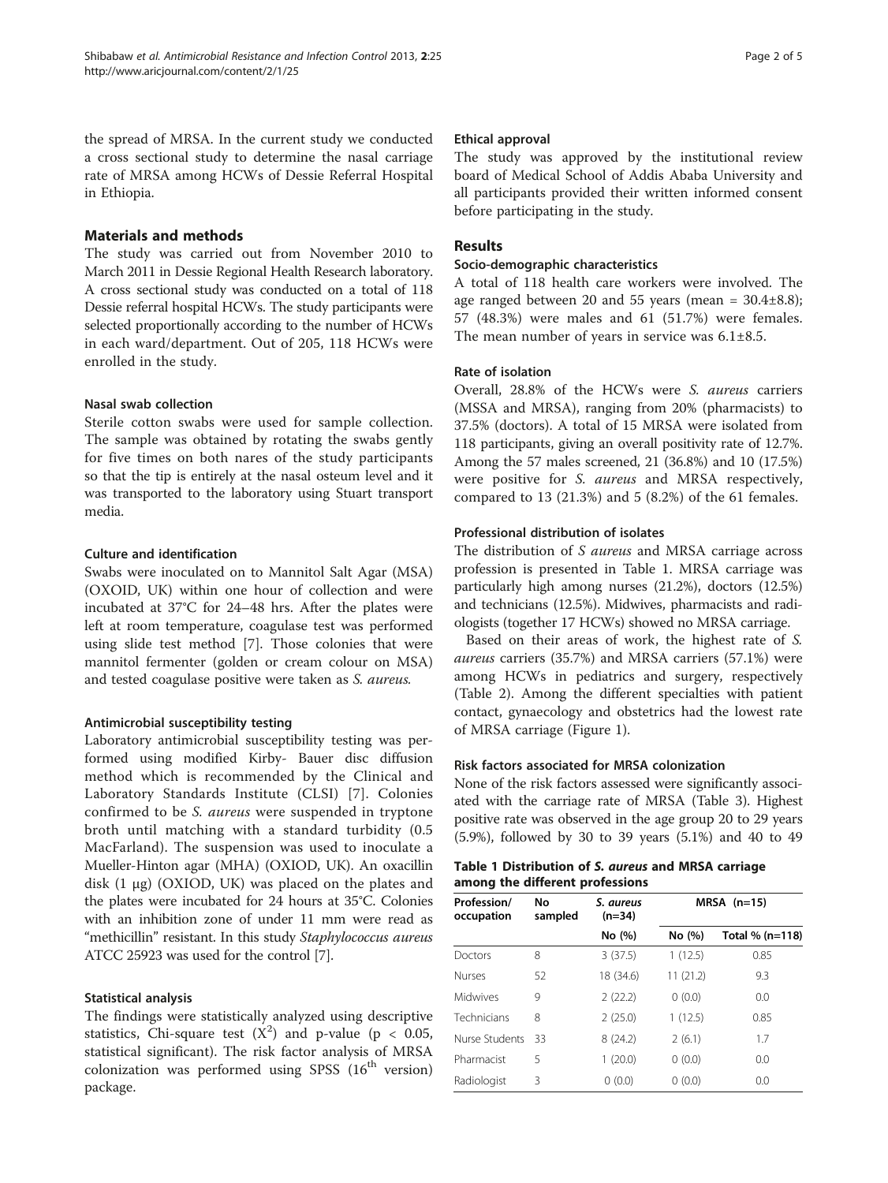the spread of MRSA. In the current study we conducted a cross sectional study to determine the nasal carriage rate of MRSA among HCWs of Dessie Referral Hospital in Ethiopia.

## Materials and methods

The study was carried out from November 2010 to March 2011 in Dessie Regional Health Research laboratory. A cross sectional study was conducted on a total of 118 Dessie referral hospital HCWs. The study participants were selected proportionally according to the number of HCWs in each ward/department. Out of 205, 118 HCWs were enrolled in the study.

### Nasal swab collection

Sterile cotton swabs were used for sample collection. The sample was obtained by rotating the swabs gently for five times on both nares of the study participants so that the tip is entirely at the nasal osteum level and it was transported to the laboratory using Stuart transport media.

### Culture and identification

Swabs were inoculated on to Mannitol Salt Agar (MSA) (OXOID, UK) within one hour of collection and were incubated at 37°C for 24–48 hrs. After the plates were left at room temperature, coagulase test was performed using slide test method [7]. Those colonies that were mannitol fermenter (golden or cream colour on MSA) and tested coagulase positive were taken as *S. aureus.*

### Antimicrobial susceptibility testing

Laboratory antimicrobial susceptibility testing was performed using modified Kirby- Bauer disc diffusion method which is recommended by the Clinical and Laboratory Standards Institute (CLSI) [7]. Colonies confirmed to be *S. aureus* were suspended in tryptone broth until matching with a standard turbidity (0.5 MacFarland). The suspension was used to inoculate a Mueller-Hinton agar (MHA) (OXIOD, UK). An oxacillin disk (1 μg) (OXIOD, UK) was placed on the plates and the plates were incubated for 24 hours at 35°C. Colonies with an inhibition zone of under 11 mm were read as "methicillin" resistant. In this study *Staphylococcus aureus* ATCC 25923 was used for the control [7].

### Statistical analysis

The findings were statistically analyzed using descriptive statistics, Chi-square test ($X^2$) and p-value ($p < 0.05$, statistical significant). The risk factor analysis of MRSA colonization was performed using SPSS (16[th] version) package.

### Ethical approval

The study was approved by the institutional review board of Medical School of Addis Ababa University and all participants provided their written informed consent before participating in the study.

## Results

### Socio-demographic characteristics

A total of 118 health care workers were involved. The age ranged between 20 and 55 years (mean = 30.4±8.8); 57 (48.3%) were males and 61 (51.7%) were females. The mean number of years in service was 6.1±8.5.

### Rate of isolation

Overall, 28.8% of the HCWs were *S. aureus* carriers (MSSA and MRSA), ranging from 20% (pharmacists) to 37.5% (doctors). A total of 15 MRSA were isolated from 118 participants, giving an overall positivity rate of 12.7%. Among the 57 males screened, 21 (36.8%) and 10 (17.5%) were positive for *S. aureus* and MRSA respectively, compared to 13 (21.3%) and 5 (8.2%) of the 61 females.

### Professional distribution of isolates

The distribution of *S aureus* and MRSA carriage across profession is presented in Table 1. MRSA carriage was particularly high among nurses (21.2%), doctors (12.5%) and technicians (12.5%). Midwives, pharmacists and radiologists (together 17 HCWs) showed no MRSA carriage.

Based on their areas of work, the highest rate of *S. aureus* carriers (35.7%) and MRSA carriers (57.1%) were among HCWs in pediatrics and surgery, respectively (Table 2). Among the different specialties with patient contact, gynaecology and obstetrics had the lowest rate of MRSA carriage (Figure 1).

### Risk factors associated for MRSA colonization

None of the risk factors assessed were significantly associated with the carriage rate of MRSA (Table 3). Highest positive rate was observed in the age group 20 to 29 years (5.9%), followed by 30 to 39 years (5.1%) and 40 to 49

**Table 1 Distribution of *S. aureus* and MRSA carriage among the different professions**

| Profession/ occupation | No sampled | *S. aureus* (n=34) | MRSA (n=15) | |
|---|---|---|---|---|
| | | No (%) | No (%) | Total % (n=118) |
| Doctors | 8 | 3 (37.5) | 1 (12.5) | 0.85 |
| Nurses | 52 | 18 (34.6) | 11 (21.2) | 9.3 |
| Midwives | 9 | 2 (22.2) | 0 (0.0) | 0.0 |
| Technicians | 8 | 2 (25.0) | 1 (12.5) | 0.85 |
| Nurse Students | 33 | 8 (24.2) | 2 (6.1) | 1.7 |
| Pharmacist | 5 | 1 (20.0) | 0 (0.0) | 0.0 |
| Radiologist | 3 | 0 (0.0) | 0 (0.0) | 0.0 |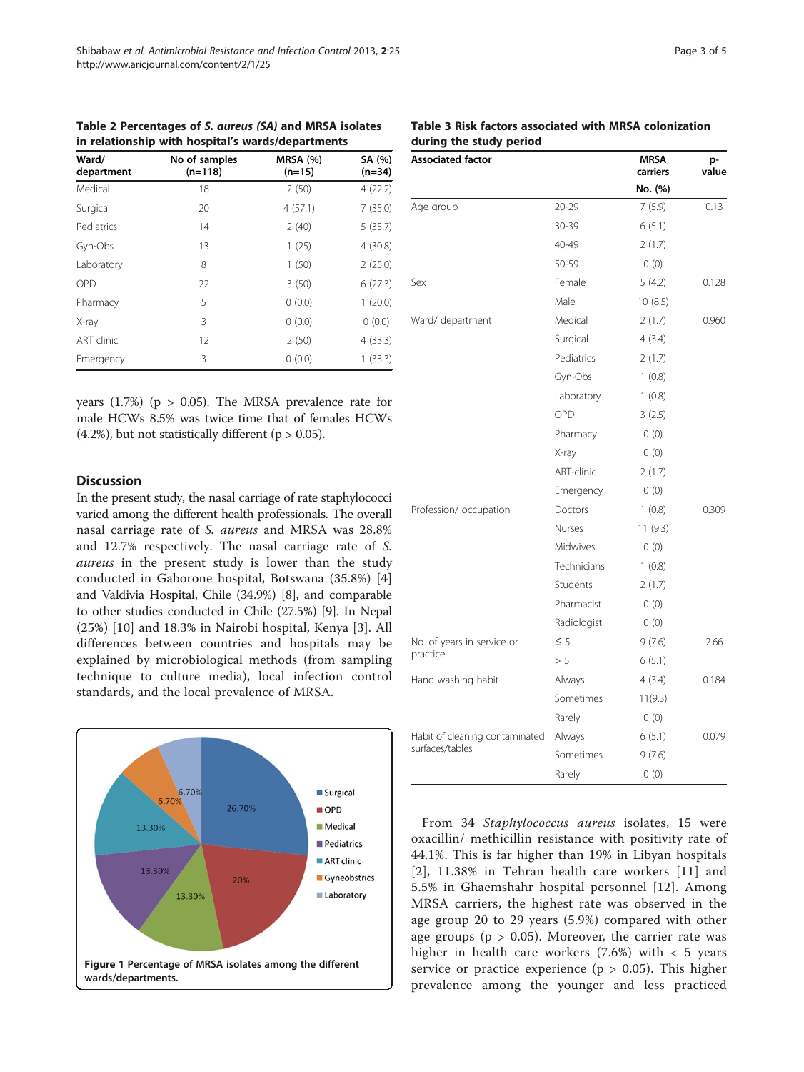**Table 2 Percentages of *S. aureus (SA)* and MRSA isolates in relationship with hospital's wards/departments**

| Ward/ department | No of samples (n=118) | MRSA (%) (n=15) | SA (%) (n=34) |
|---|---|---|---|
| Medical | 18 | 2 (50) | 4 (22.2) |
| Surgical | 20 | 4 (57.1) | 7 (35.0) |
| Pediatrics | 14 | 2 (40) | 5 (35.7) |
| Gyn-Obs | 13 | 1 (25) | 4 (30.8) |
| Laboratory | 8 | 1 (50) | 2 (25.0) |
| OPD | 22 | 3 (50) | 6 (27.3) |
| Pharmacy | 5 | 0 (0.0) | 1 (20.0) |
| X-ray | 3 | 0 (0.0) | 0 (0.0) |
| ART clinic | 12 | 2 (50) | 4 (33.3) |
| Emergency | 3 | 0 (0.0) | 1 (33.3) |

years (1.7%) ($p > 0.05$). The MRSA prevalence rate for male HCWs 8.5% was twice time that of females HCWs (4.2%), but not statistically different ($p > 0.05$).

## Discussion

In the present study, the nasal carriage of rate staphylococci varied among the different health professionals. The overall nasal carriage rate of *S. aureus* and MRSA was 28.8% and 12.7% respectively. The nasal carriage rate of *S. aureus* in the present study is lower than the study conducted in Gaborone hospital, Botswana (35.8%) [4] and Valdivia Hospital, Chile (34.9%) [8], and comparable to other studies conducted in Chile (27.5%) [9]. In Nepal (25%) [10] and 18.3% in Nairobi hospital, Kenya [3]. All differences between countries and hospitals may be explained by microbiological methods (from sampling technique to culture media), local infection control standards, and the local prevalence of MRSA.

| Surgical | OPD | Medical | Pediatrics | ART clinic | Gyneobstrics | Laboratory |
|---|---|---|---|---|---|---|
| 26.70% | 20% | 13.30% | 13.30% | 13.30% | 6.70% | 6.70% |

**Figure 1 Percentage of MRSA isolates among the different wards/departments.**

**Table 3 Risk factors associated with MRSA colonization during the study period**

| Associated factor | | MRSA carriers No. (%) | p-value |
|---|---|---|---|
| Age group | 20-29 | 7 (5.9) | 0.13 |
| | 30-39 | 6 (5.1) | |
| | 40-49 | 2 (1.7) | |
| | 50-59 | 0 (0) | |
| Sex | Female | 5 (4.2) | 0.128 |
| | Male | 10 (8.5) | |
| Ward/ department | Medical | 2 (1.7) | 0.960 |
| | Surgical | 4 (3.4) | |
| | Pediatrics | 2 (1.7) | |
| | Gyn-Obs | 1 (0.8) | |
| | Laboratory | 1 (0.8) | |
| | OPD | 3 (2.5) | |
| | Pharmacy | 0 (0) | |
| | X-ray | 0 (0) | |
| | ART-clinic | 2 (1.7) | |
| | Emergency | 0 (0) | |
| Profession/ occupation | Doctors | 1 (0.8) | 0.309 |
| | Nurses | 11 (9.3) | |
| | Midwives | 0 (0) | |
| | Technicians | 1 (0.8) | |
| | Students | 2 (1.7) | |
| | Pharmacist | 0 (0) | |
| | Radiologist | 0 (0) | |
| No. of years in service or practice | ≤ 5 | 9 (7.6) | 2.66 |
| | > 5 | 6 (5.1) | |
| Hand washing habit | Always | 4 (3.4) | 0.184 |
| | Sometimes | 11(9.3) | |
| | Rarely | 0 (0) | |
| Habit of cleaning contaminated surfaces/tables | Always | 6 (5.1) | 0.079 |
| | Sometimes | 9 (7.6) | |
| | Rarely | 0 (0) | |

From 34 *Staphylococcus aureus* isolates, 15 were oxacillin/ methicillin resistance with positivity rate of 44.1%. This is far higher than 19% in Libyan hospitals [2], 11.38% in Tehran health care workers [11] and 5.5% in Ghaemshahr hospital personnel [12]. Among MRSA carriers, the highest rate was observed in the age group 20 to 29 years (5.9%) compared with other age groups ($p > 0.05$). Moreover, the carrier rate was higher in health care workers (7.6%) with < 5 years service or practice experience ($p > 0.05$). This higher prevalence among the younger and less practiced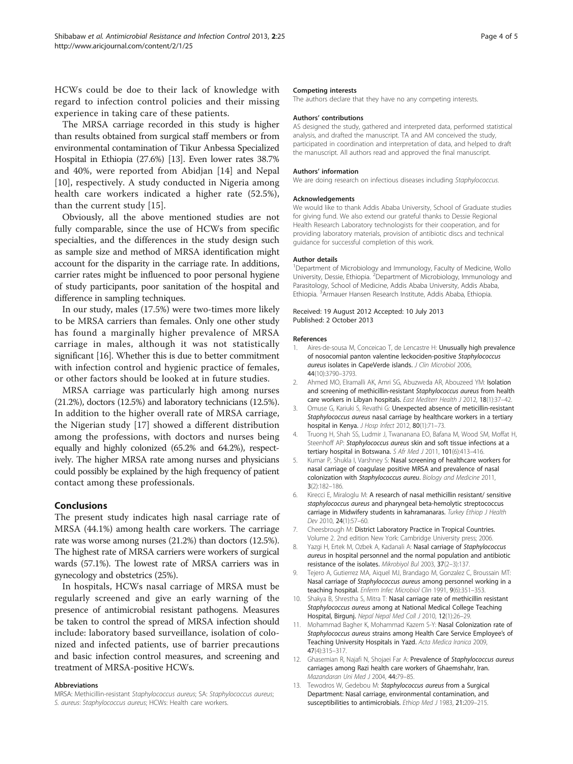HCWs could be doe to their lack of knowledge with regard to infection control policies and their missing experience in taking care of these patients.

The MRSA carriage recorded in this study is higher than results obtained from surgical staff members or from environmental contamination of Tikur Anbessa Specialized Hospital in Ethiopia (27.6%) [13]. Even lower rates 38.7% and 40%, were reported from Abidjan [14] and Nepal [10], respectively. A study conducted in Nigeria among health care workers indicated a higher rate (52.5%), than the current study [15].

Obviously, all the above mentioned studies are not fully comparable, since the use of HCWs from specific specialties, and the differences in the study design such as sample size and method of MRSA identification might account for the disparity in the carriage rate. In additions, carrier rates might be influenced to poor personal hygiene of study participants, poor sanitation of the hospital and difference in sampling techniques.

In our study, males (17.5%) were two-times more likely to be MRSA carriers than females. Only one other study has found a marginally higher prevalence of MRSA carriage in males, although it was not statistically significant [16]. Whether this is due to better commitment with infection control and hygienic practice of females, or other factors should be looked at in future studies.

MRSA carriage was particularly high among nurses (21.2%), doctors (12.5%) and laboratory technicians (12.5%). In addition to the higher overall rate of MRSA carriage, the Nigerian study [17] showed a different distribution among the professions, with doctors and nurses being equally and highly colonized (65.2% and 64.2%), respectively. The higher MRSA rate among nurses and physicians could possibly be explained by the high frequency of patient contact among these professionals.

## Conclusions

The present study indicates high nasal carriage rate of MRSA (44.1%) among health care workers. The carriage rate was worse among nurses (21.2%) than doctors (12.5%). The highest rate of MRSA carriers were workers of surgical wards (57.1%). The lowest rate of MRSA carriers was in gynecology and obstetrics (25%).

In hospitals, HCWs nasal carriage of MRSA must be regularly screened and give an early warning of the presence of antimicrobial resistant pathogens. Measures be taken to control the spread of MRSA infection should include: laboratory based surveillance, isolation of colonized and infected patients, use of barrier precautions and basic infection control measures, and screening and treatment of MRSA-positive HCWs.

#### Abbreviations

MRSA: Methicillin-resistant *Staphylococcus aureus*; SA: *Staphylococcus aureus*; *S. aureus*: *Staphylococcus aureus*; HCWs: Health care workers.

#### Competing interests

The authors declare that they have no any competing interests.

#### Authors' contributions

AS designed the study, gathered and interpreted data, performed statistical analysis, and drafted the manuscript. TA and AM conceived the study, participated in coordination and interpretation of data, and helped to draft the manuscript. All authors read and approved the final manuscript.

#### Authors' information

We are doing research on infectious diseases including *Staphylococcus*.

#### Acknowledgements

We would like to thank Addis Ababa University, School of Graduate studies for giving fund. We also extend our grateful thanks to Dessie Regional Health Research Laboratory technologists for their cooperation, and for providing laboratory materials, provision of antibiotic discs and technical guidance for successful completion of this work.

#### Author details

[1]Department of Microbiology and Immunology, Faculty of Medicine, Wollo University, Dessie, Ethiopia. [2]Department of Microbiology, Immunology and Parasitology, School of Medicine, Addis Ababa University, Addis Ababa, Ethiopia. [3]Armauer Hansen Research Institute, Addis Ababa, Ethiopia.

Received: 19 August 2012 Accepted: 10 July 2013
Published: 2 October 2013

#### References

1. Aires-de-sousa M, Conceicao T, de Lencastre H: **Unusually high prevalence of nosocomial panton valentine leckociden-positive *Staphylococcus aureus* isolates in CapeVerde islands.** *J Clin Microbiol* 2006, **44**(10):3790–3793.
2. Ahmed MO, Elramalli AK, Amri SG, Abuzweda AR, Abouzeed YM: **Isolation and screening of methicillin-resistant *Staphylococcus aureus* from health care workers in Libyan hospitals.** *East Mediterr Health J* 2012, **18**(1):37–42.
3. Omuse G, Kariuki S, Revathi G: **Unexpected absence of meticillin-resistant *Staphylococcus aureus* nasal carriage by healthcare workers in a tertiary hospital in Kenya.** *J Hosp Infect* 2012, **80**(1):71–73.
4. Truong H, Shah SS, Ludmir J, Twananana EO, Bafana M, Wood SM, Moffat H, Steenhoff AP: ***Staphylococcus aureus* skin and soft tissue infections at a tertiary hospital in Botswana.** *S Afr Med J* 2011, **101**(6):413–416.
5. Kumar P, Shukla I, Varshney S: **Nasal screening of healthcare workers for nasal carriage of coagulase positive MRSA and prevalence of nasal colonization with *Staphylococcus aureu*.** *Biology and Medicine* 2011, **3**(2):182–186.
6. Kirecci E, Miraloglu M: **A research of nasal methicillin resistant/ sensitive *staphylococcus aureus* and pharyngeal beta-hemolytic streptococcus carriage in Midwifery students in kahramanaras.** *Turkey Ethiop J Health Dev* 2010, **24**(1):57–60.
7. Cheesbrough M: **District Laboratory Practice in Tropical Countries.** Volume 2. 2nd edition New York: Cambridge University press; 2006.
8. Yazgi H, Ertek M, Ozbek A, Kadanali A: **Nasal carriage of *Staphylococcus aureus* in hospital personnel and the normal population and antibiotic resistance of the isolates.** *Mikrobiyol Bul* 2003, **37**(2–3):137.
9. Tejero A, Gutierrez MA, Aiquel MJ, Brandago M, Gonzalez C, Broussain MT: **Nasal carriage of *Staphylococcus aureus* among personnel working in a teaching hospital.** *Enferm Infec Microbiol Clin* 1991, **9**(6):351–353.
10. Shakya B, Shrestha S, Mitra T: **Nasal carriage rate of methicillin resistant *Staphylococcus aureus* among at National Medical College Teaching Hospital, Birgunj.** *Nepal Nepal Med Coll J* 2010, **12**(1):26–29.
11. Mohammad Bagher K, Mohammad Kazem S-Y: **Nasal Colonization rate of *Staphylococcus aureus* strains among Health Care Service Employee's of Teaching University Hospitals in Yazd.** *Acta Medica Iranica* 2009, **47**(4):315–317.
12. Ghasemian R, Najafi N, Shojaei Far A: **Prevalence of *Staphylococcus aureus* carriages among Razi health care workers of Ghaemshahr, Iran.** *Mazandaran Uni Med J* 2004, **44**:79–85.
13. Tewodros W, Gedebou M: ***Staphylococcus aureus* from a Surgical Department: Nasal carriage, environmental contamination, and susceptibilities to antimicrobials.** *Ethiop Med J* 1983, **21**:209–215.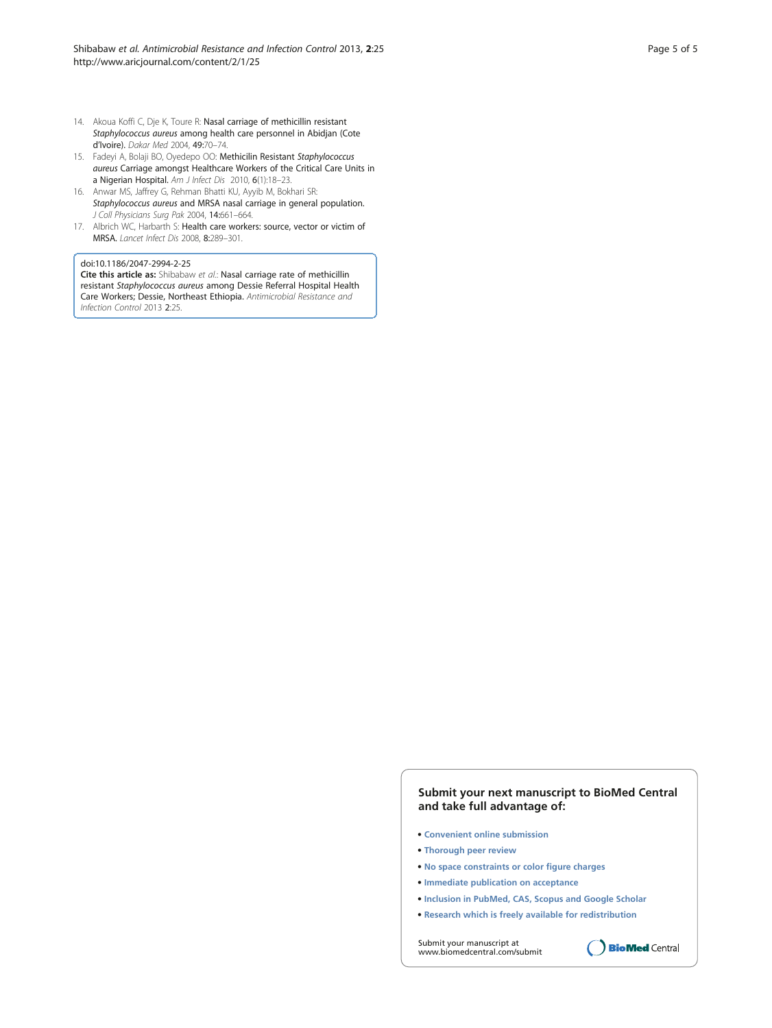14. Akoua Koffi C, Dje K, Toure R: **Nasal carriage of methicillin resistant *Staphylococcus aureus* among health care personnel in Abidjan (Cote d'Ivoire).** *Dakar Med* 2004, **49:**70–74.
15. Fadeyi A, Bolaji BO, Oyedepo OO: **Methicilin Resistant *Staphylococcus aureus* Carriage amongst Healthcare Workers of the Critical Care Units in a Nigerian Hospital.** *Am J Infect Dis* 2010, **6**(1):18–23.
16. Anwar MS, Jaffrey G, Rehman Bhatti KU, Ayyib M, Bokhari SR: ***Staphylococcus aureus* and MRSA nasal carriage in general population.** *J Coll Physicians Surg Pak* 2004, **14:**661–664.
17. Albrich WC, Harbarth S: **Health care workers: source, vector or victim of MRSA.** *Lancet Infect Dis* 2008, **8:**289–301.

doi:10.1186/2047-2994-2-25
**Cite this article as:** Shibabaw *et al.*: **Nasal carriage rate of methicillin resistant *Staphylococcus aureus* among Dessie Referral Hospital Health Care Workers; Dessie, Northeast Ethiopia.** *Antimicrobial Resistance and Infection Control* 2013 **2**:25.

**Submit your next manuscript to BioMed Central and take full advantage of:**

- **Convenient online submission**
- **Thorough peer review**
- **No space constraints or color figure charges**
- **Immediate publication on acceptance**
- **Inclusion in PubMed, CAS, Scopus and Google Scholar**
- **Research which is freely available for redistribution**

Submit your manuscript at
www.biomedcentral.com/submit

BioMed Central